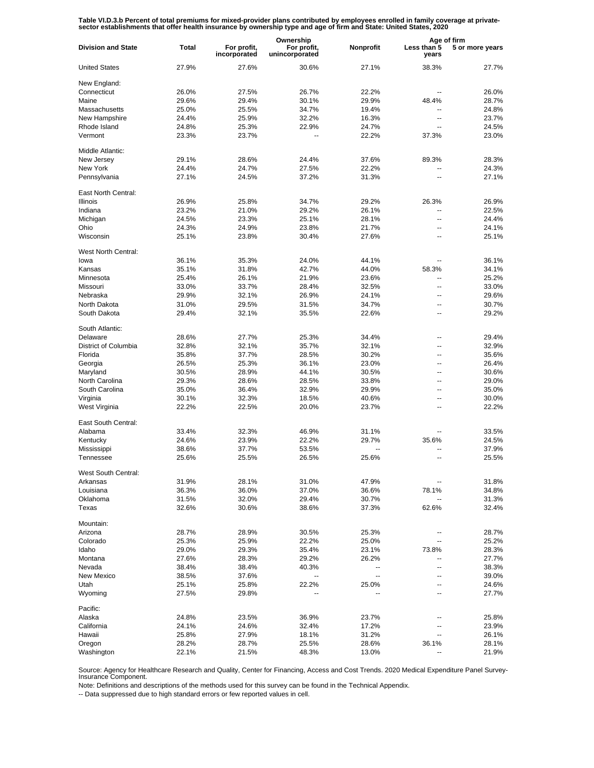**Table VI.D.3.b Percent of total premiums for mixed-provider plans contributed by employees enrolled in family coverage at private-sector establishments that offer health insurance by ownership type and age of firm and State: United States, 2020**

| Division and State | Total | Ownership | | | Age of firm | |
|---|---|---|---|---|---|---|
| | | For profit, incorporated | For profit, unincorporated | Nonprofit | Less than 5 years | 5 or more years |
| United States | 27.9% | 27.6% | 30.6% | 27.1% | 38.3% | 27.7% |
| New England: | | | | | | |
| Connecticut | 26.0% | 27.5% | 26.7% | 22.2% | -- | 26.0% |
| Maine | 29.6% | 29.4% | 30.1% | 29.9% | 48.4% | 28.7% |
| Massachusetts | 25.0% | 25.5% | 34.7% | 19.4% | -- | 24.8% |
| New Hampshire | 24.4% | 25.9% | 32.2% | 16.3% | -- | 23.7% |
| Rhode Island | 24.8% | 25.3% | 22.9% | 24.7% | -- | 24.5% |
| Vermont | 23.3% | 23.7% | -- | 22.2% | 37.3% | 23.0% |
| Middle Atlantic: | | | | | | |
| New Jersey | 29.1% | 28.6% | 24.4% | 37.6% | 89.3% | 28.3% |
| New York | 24.4% | 24.7% | 27.5% | 22.2% | -- | 24.3% |
| Pennsylvania | 27.1% | 24.5% | 37.2% | 31.3% | -- | 27.1% |
| East North Central: | | | | | | |
| Illinois | 26.9% | 25.8% | 34.7% | 29.2% | 26.3% | 26.9% |
| Indiana | 23.2% | 21.0% | 29.2% | 26.1% | -- | 22.5% |
| Michigan | 24.5% | 23.3% | 25.1% | 28.1% | -- | 24.4% |
| Ohio | 24.3% | 24.9% | 23.8% | 21.7% | -- | 24.1% |
| Wisconsin | 25.1% | 23.8% | 30.4% | 27.6% | -- | 25.1% |
| West North Central: | | | | | | |
| Iowa | 36.1% | 35.3% | 24.0% | 44.1% | -- | 36.1% |
| Kansas | 35.1% | 31.8% | 42.7% | 44.0% | 58.3% | 34.1% |
| Minnesota | 25.4% | 26.1% | 21.9% | 23.6% | -- | 25.2% |
| Missouri | 33.0% | 33.7% | 28.4% | 32.5% | -- | 33.0% |
| Nebraska | 29.9% | 32.1% | 26.9% | 24.1% | -- | 29.6% |
| North Dakota | 31.0% | 29.5% | 31.5% | 34.7% | -- | 30.7% |
| South Dakota | 29.4% | 32.1% | 35.5% | 22.6% | -- | 29.2% |
| South Atlantic: | | | | | | |
| Delaware | 28.6% | 27.7% | 25.3% | 34.4% | -- | 29.4% |
| District of Columbia | 32.8% | 32.1% | 35.7% | 32.1% | -- | 32.9% |
| Florida | 35.8% | 37.7% | 28.5% | 30.2% | -- | 35.6% |
| Georgia | 26.5% | 25.3% | 36.1% | 23.0% | -- | 26.4% |
| Maryland | 30.5% | 28.9% | 44.1% | 30.5% | -- | 30.6% |
| North Carolina | 29.3% | 28.6% | 28.5% | 33.8% | -- | 29.0% |
| South Carolina | 35.0% | 36.4% | 32.9% | 29.9% | -- | 35.0% |
| Virginia | 30.1% | 32.3% | 18.5% | 40.6% | -- | 30.0% |
| West Virginia | 22.2% | 22.5% | 20.0% | 23.7% | -- | 22.2% |
| East South Central: | | | | | | |
| Alabama | 33.4% | 32.3% | 46.9% | 31.1% | -- | 33.5% |
| Kentucky | 24.6% | 23.9% | 22.2% | 29.7% | 35.6% | 24.5% |
| Mississippi | 38.6% | 37.7% | 53.5% | -- | -- | 37.9% |
| Tennessee | 25.6% | 25.5% | 26.5% | 25.6% | -- | 25.5% |
| West South Central: | | | | | | |
| Arkansas | 31.9% | 28.1% | 31.0% | 47.9% | -- | 31.8% |
| Louisiana | 36.3% | 36.0% | 37.0% | 36.6% | 78.1% | 34.8% |
| Oklahoma | 31.5% | 32.0% | 29.4% | 30.7% | -- | 31.3% |
| Texas | 32.6% | 30.6% | 38.6% | 37.3% | 62.6% | 32.4% |
| Mountain: | | | | | | |
| Arizona | 28.7% | 28.9% | 30.5% | 25.3% | -- | 28.7% |
| Colorado | 25.3% | 25.9% | 22.2% | 25.0% | -- | 25.2% |
| Idaho | 29.0% | 29.3% | 35.4% | 23.1% | 73.8% | 28.3% |
| Montana | 27.6% | 28.3% | 29.2% | 26.2% | -- | 27.7% |
| Nevada | 38.4% | 38.4% | 40.3% | -- | -- | 38.3% |
| New Mexico | 38.5% | 37.6% | -- | -- | -- | 39.0% |
| Utah | 25.1% | 25.8% | 22.2% | 25.0% | -- | 24.6% |
| Wyoming | 27.5% | 29.8% | -- | -- | -- | 27.7% |
| Pacific: | | | | | | |
| Alaska | 24.8% | 23.5% | 36.9% | 23.7% | -- | 25.8% |
| California | 24.1% | 24.6% | 32.4% | 17.2% | -- | 23.9% |
| Hawaii | 25.8% | 27.9% | 18.1% | 31.2% | -- | 26.1% |
| Oregon | 28.2% | 28.7% | 25.5% | 28.6% | 36.1% | 28.1% |
| Washington | 22.1% | 21.5% | 48.3% | 13.0% | -- | 21.9% |

Source: Agency for Healthcare Research and Quality, Center for Financing, Access and Cost Trends. 2020 Medical Expenditure Panel Survey-Insurance Component.

Note: Definitions and descriptions of the methods used for this survey can be found in the Technical Appendix.

-- Data suppressed due to high standard errors or few reported values in cell.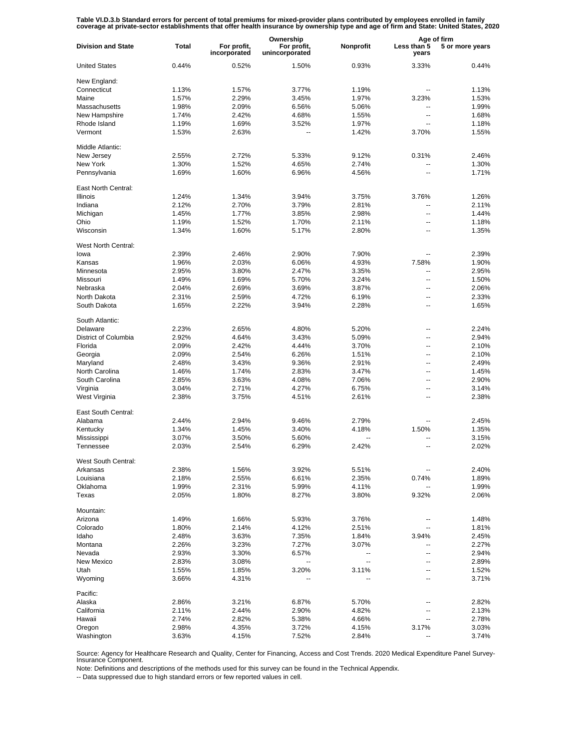**Table VI.D.3.b Standard errors for percent of total premiums for mixed-provider plans contributed by employees enrolled in family coverage at private-sector establishments that offer health insurance by ownership type and age of firm and State: United States, 2020**

| Division and State | Total | Ownership | | | Age of firm | |
|---|---|---|---|---|---|---|
| | | For profit, incorporated | For profit, unincorporated | Nonprofit | Less than 5 years | 5 or more years |
| United States | 0.44% | 0.52% | 1.50% | 0.93% | 3.33% | 0.44% |
| New England: | | | | | | |
| Connecticut | 1.13% | 1.57% | 3.77% | 1.19% | -- | 1.13% |
| Maine | 1.57% | 2.29% | 3.45% | 1.97% | 3.23% | 1.53% |
| Massachusetts | 1.98% | 2.09% | 6.56% | 5.06% | -- | 1.99% |
| New Hampshire | 1.74% | 2.42% | 4.68% | 1.55% | -- | 1.68% |
| Rhode Island | 1.19% | 1.69% | 3.52% | 1.97% | -- | 1.18% |
| Vermont | 1.53% | 2.63% | -- | 1.42% | 3.70% | 1.55% |
| Middle Atlantic: | | | | | | |
| New Jersey | 2.55% | 2.72% | 5.33% | 9.12% | 0.31% | 2.46% |
| New York | 1.30% | 1.52% | 4.65% | 2.74% | -- | 1.30% |
| Pennsylvania | 1.69% | 1.60% | 6.96% | 4.56% | -- | 1.71% |
| East North Central: | | | | | | |
| Illinois | 1.24% | 1.34% | 3.94% | 3.75% | 3.76% | 1.26% |
| Indiana | 2.12% | 2.70% | 3.79% | 2.81% | -- | 2.11% |
| Michigan | 1.45% | 1.77% | 3.85% | 2.98% | -- | 1.44% |
| Ohio | 1.19% | 1.52% | 1.70% | 2.11% | -- | 1.18% |
| Wisconsin | 1.34% | 1.60% | 5.17% | 2.80% | -- | 1.35% |
| West North Central: | | | | | | |
| Iowa | 2.39% | 2.46% | 2.90% | 7.90% | -- | 2.39% |
| Kansas | 1.96% | 2.03% | 6.06% | 4.93% | 7.58% | 1.90% |
| Minnesota | 2.95% | 3.80% | 2.47% | 3.35% | -- | 2.95% |
| Missouri | 1.49% | 1.69% | 5.70% | 3.24% | -- | 1.50% |
| Nebraska | 2.04% | 2.69% | 3.69% | 3.87% | -- | 2.06% |
| North Dakota | 2.31% | 2.59% | 4.72% | 6.19% | -- | 2.33% |
| South Dakota | 1.65% | 2.22% | 3.94% | 2.28% | -- | 1.65% |
| South Atlantic: | | | | | | |
| Delaware | 2.23% | 2.65% | 4.80% | 5.20% | -- | 2.24% |
| District of Columbia | 2.92% | 4.64% | 3.43% | 5.09% | -- | 2.94% |
| Florida | 2.09% | 2.42% | 4.44% | 3.70% | -- | 2.10% |
| Georgia | 2.09% | 2.54% | 6.26% | 1.51% | -- | 2.10% |
| Maryland | 2.48% | 3.43% | 9.36% | 2.91% | -- | 2.49% |
| North Carolina | 1.46% | 1.74% | 2.83% | 3.47% | -- | 1.45% |
| South Carolina | 2.85% | 3.63% | 4.08% | 7.06% | -- | 2.90% |
| Virginia | 3.04% | 2.71% | 4.27% | 6.75% | -- | 3.14% |
| West Virginia | 2.38% | 3.75% | 4.51% | 2.61% | -- | 2.38% |
| East South Central: | | | | | | |
| Alabama | 2.44% | 2.94% | 9.46% | 2.79% | -- | 2.45% |
| Kentucky | 1.34% | 1.45% | 3.40% | 4.18% | 1.50% | 1.35% |
| Mississippi | 3.07% | 3.50% | 5.60% | -- | -- | 3.15% |
| Tennessee | 2.03% | 2.54% | 6.29% | 2.42% | -- | 2.02% |
| West South Central: | | | | | | |
| Arkansas | 2.38% | 1.56% | 3.92% | 5.51% | -- | 2.40% |
| Louisiana | 2.18% | 2.55% | 6.61% | 2.35% | 0.74% | 1.89% |
| Oklahoma | 1.99% | 2.31% | 5.99% | 4.11% | -- | 1.99% |
| Texas | 2.05% | 1.80% | 8.27% | 3.80% | 9.32% | 2.06% |
| Mountain: | | | | | | |
| Arizona | 1.49% | 1.66% | 5.93% | 3.76% | -- | 1.48% |
| Colorado | 1.80% | 2.14% | 4.12% | 2.51% | -- | 1.81% |
| Idaho | 2.48% | 3.63% | 7.35% | 1.84% | 3.94% | 2.45% |
| Montana | 2.26% | 3.23% | 7.27% | 3.07% | -- | 2.27% |
| Nevada | 2.93% | 3.30% | 6.57% | -- | -- | 2.94% |
| New Mexico | 2.83% | 3.08% | -- | -- | -- | 2.89% |
| Utah | 1.55% | 1.85% | 3.20% | 3.11% | -- | 1.52% |
| Wyoming | 3.66% | 4.31% | -- | -- | -- | 3.71% |
| Pacific: | | | | | | |
| Alaska | 2.86% | 3.21% | 6.87% | 5.70% | -- | 2.82% |
| California | 2.11% | 2.44% | 2.90% | 4.82% | -- | 2.13% |
| Hawaii | 2.74% | 2.82% | 5.38% | 4.66% | -- | 2.78% |
| Oregon | 2.98% | 4.35% | 3.72% | 4.15% | 3.17% | 3.03% |
| Washington | 3.63% | 4.15% | 7.52% | 2.84% | -- | 3.74% |

Source: Agency for Healthcare Research and Quality, Center for Financing, Access and Cost Trends. 2020 Medical Expenditure Panel Survey-Insurance Component.

Note: Definitions and descriptions of the methods used for this survey can be found in the Technical Appendix.

-- Data suppressed due to high standard errors or few reported values in cell.